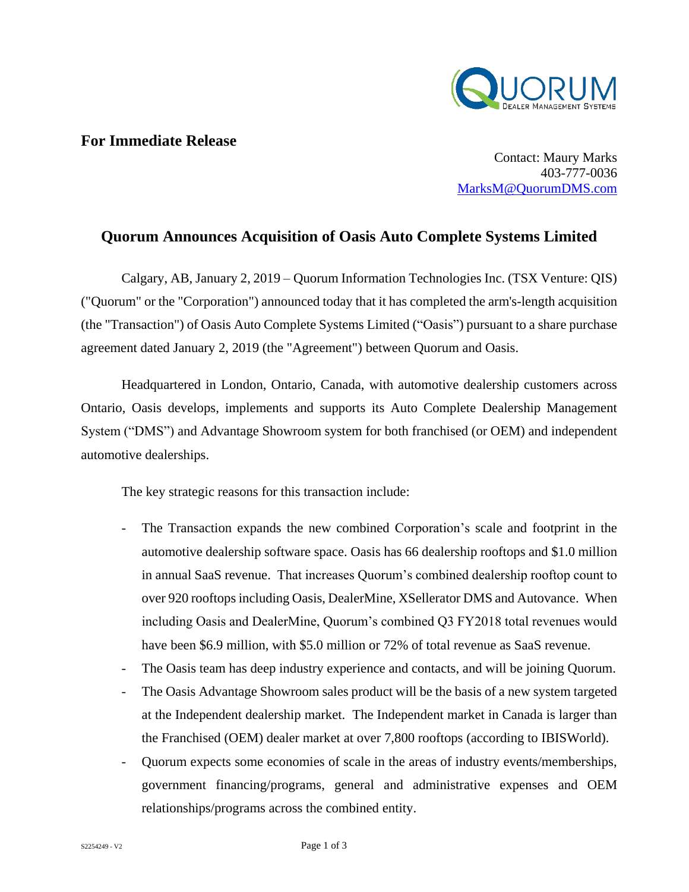**For Immediate Release**

Contact: Maury Marks
403-777-0036
MarksM@QuorumDMS.com

# Quorum Announces Acquisition of Oasis Auto Complete Systems Limited

Calgary, AB, January 2, 2019 – Quorum Information Technologies Inc. (TSX Venture: QIS) ("Quorum" or the "Corporation") announced today that it has completed the arm's-length acquisition (the "Transaction") of Oasis Auto Complete Systems Limited ("Oasis") pursuant to a share purchase agreement dated January 2, 2019 (the "Agreement") between Quorum and Oasis.

Headquartered in London, Ontario, Canada, with automotive dealership customers across Ontario, Oasis develops, implements and supports its Auto Complete Dealership Management System ("DMS") and Advantage Showroom system for both franchised (or OEM) and independent automotive dealerships.

The key strategic reasons for this transaction include:

- The Transaction expands the new combined Corporation's scale and footprint in the automotive dealership software space. Oasis has 66 dealership rooftops and $1.0 million in annual SaaS revenue. That increases Quorum's combined dealership rooftop count to over 920 rooftops including Oasis, DealerMine, XSellerator DMS and Autovance. When including Oasis and DealerMine, Quorum's combined Q3 FY2018 total revenues would have been $6.9 million, with $5.0 million or 72% of total revenue as SaaS revenue.
- The Oasis team has deep industry experience and contacts, and will be joining Quorum.
- The Oasis Advantage Showroom sales product will be the basis of a new system targeted at the Independent dealership market. The Independent market in Canada is larger than the Franchised (OEM) dealer market at over 7,800 rooftops (according to IBISWorld).
- Quorum expects some economies of scale in the areas of industry events/memberships, government financing/programs, general and administrative expenses and OEM relationships/programs across the combined entity.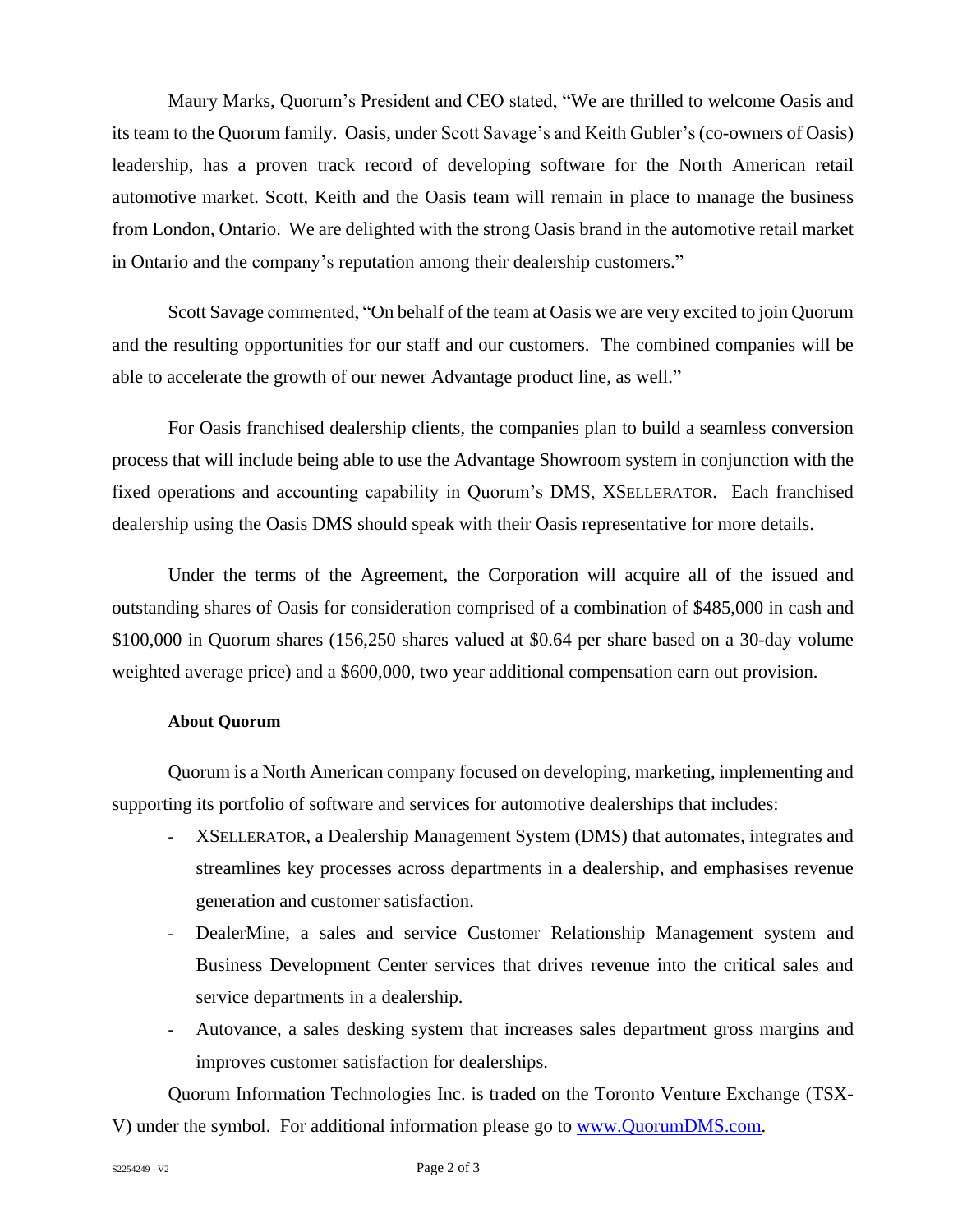Maury Marks, Quorum's President and CEO stated, "We are thrilled to welcome Oasis and its team to the Quorum family. Oasis, under Scott Savage's and Keith Gubler's (co-owners of Oasis) leadership, has a proven track record of developing software for the North American retail automotive market. Scott, Keith and the Oasis team will remain in place to manage the business from London, Ontario. We are delighted with the strong Oasis brand in the automotive retail market in Ontario and the company's reputation among their dealership customers."

Scott Savage commented, "On behalf of the team at Oasis we are very excited to join Quorum and the resulting opportunities for our staff and our customers. The combined companies will be able to accelerate the growth of our newer Advantage product line, as well."

For Oasis franchised dealership clients, the companies plan to build a seamless conversion process that will include being able to use the Advantage Showroom system in conjunction with the fixed operations and accounting capability in Quorum's DMS, XSELLERATOR. Each franchised dealership using the Oasis DMS should speak with their Oasis representative for more details.

Under the terms of the Agreement, the Corporation will acquire all of the issued and outstanding shares of Oasis for consideration comprised of a combination of $485,000 in cash and $100,000 in Quorum shares (156,250 shares valued at $0.64 per share based on a 30-day volume weighted average price) and a $600,000, two year additional compensation earn out provision.

**About Quorum**

Quorum is a North American company focused on developing, marketing, implementing and supporting its portfolio of software and services for automotive dealerships that includes:

- XSELLERATOR, a Dealership Management System (DMS) that automates, integrates and streamlines key processes across departments in a dealership, and emphasises revenue generation and customer satisfaction.
- DealerMine, a sales and service Customer Relationship Management system and Business Development Center services that drives revenue into the critical sales and service departments in a dealership.
- Autovance, a sales desking system that increases sales department gross margins and improves customer satisfaction for dealerships.

Quorum Information Technologies Inc. is traded on the Toronto Venture Exchange (TSX-V) under the symbol. For additional information please go to [www.QuorumDMS.com](www.QuorumDMS.com).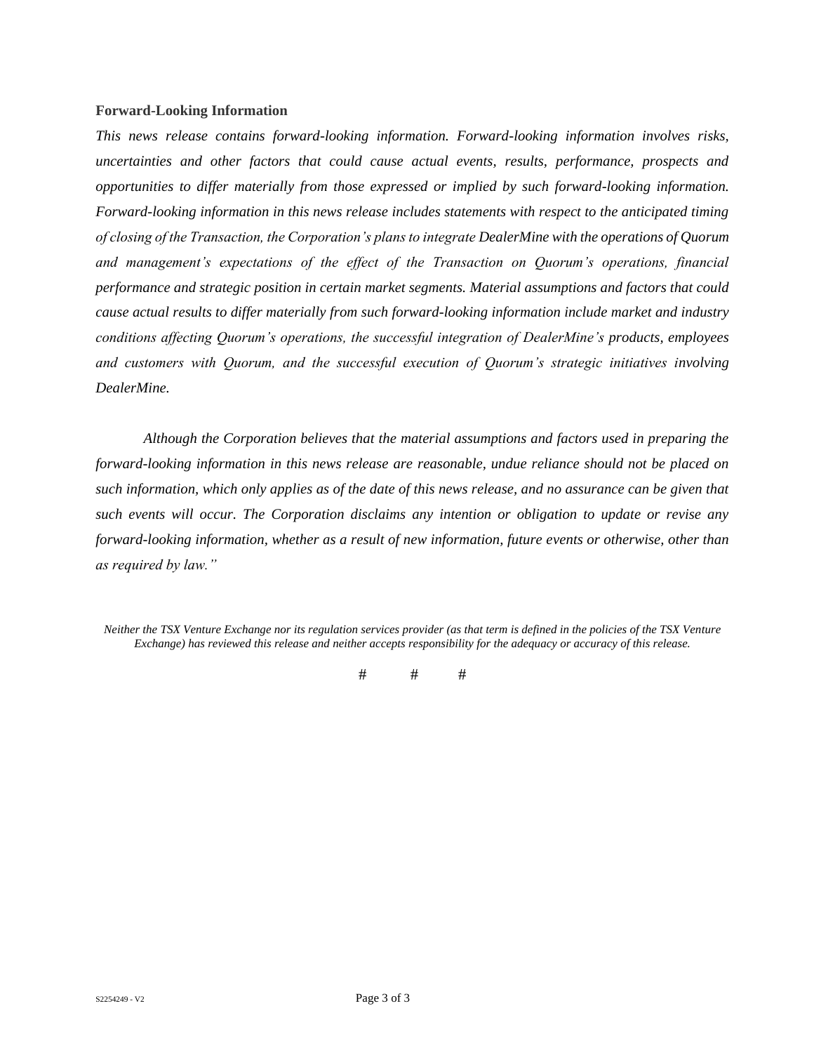**Forward-Looking Information**

*This news release contains forward-looking information. Forward-looking information involves risks, uncertainties and other factors that could cause actual events, results, performance, prospects and opportunities to differ materially from those expressed or implied by such forward-looking information. Forward-looking information in this news release includes statements with respect to the anticipated timing of closing of the Transaction, the Corporation's plans to integrate DealerMine with the operations of Quorum and management's expectations of the effect of the Transaction on Quorum's operations, financial performance and strategic position in certain market segments. Material assumptions and factors that could cause actual results to differ materially from such forward-looking information include market and industry conditions affecting Quorum's operations, the successful integration of DealerMine's products, employees and customers with Quorum, and the successful execution of Quorum's strategic initiatives involving DealerMine.*

*Although the Corporation believes that the material assumptions and factors used in preparing the forward-looking information in this news release are reasonable, undue reliance should not be placed on such information, which only applies as of the date of this news release, and no assurance can be given that such events will occur. The Corporation disclaims any intention or obligation to update or revise any forward-looking information, whether as a result of new information, future events or otherwise, other than as required by law."*

*Neither the TSX Venture Exchange nor its regulation services provider (as that term is defined in the policies of the TSX Venture Exchange) has reviewed this release and neither accepts responsibility for the adequacy or accuracy of this release.*

# # #

S2254249 - V2